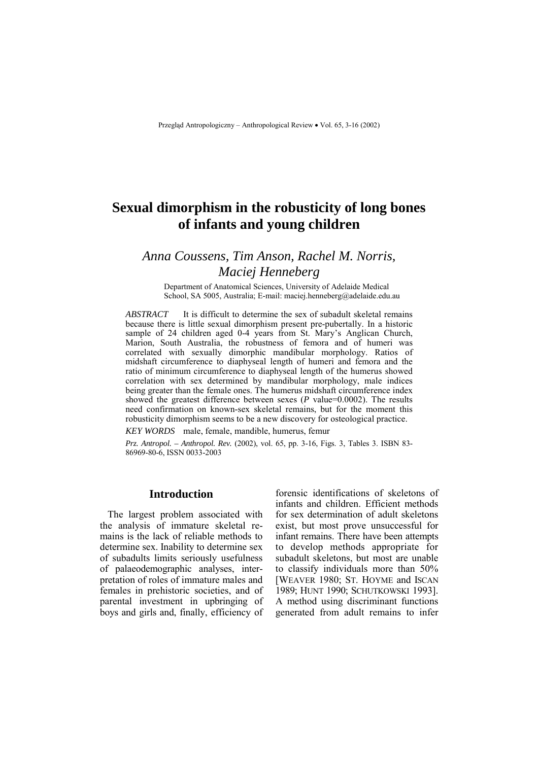# Sexual dimorphism in the robusticity of long bones of infants and young children

*Anna Coussens, Tim Anson, Rachel M. Norris, Maciej Henneberg*

Department of Anatomical Sciences, University of Adelaide Medical School, SA 5005, Australia; E-mail: maciej.henneberg@adelaide.edu.au

*ABSTRACT* It is difficult to determine the sex of subadult skeletal remains because there is little sexual dimorphism present pre-pubertally. In a historic sample of 24 children aged 0-4 years from St. Mary's Anglican Church, Marion, South Australia, the robustness of femora and of humeri was correlated with sexually dimorphic mandibular morphology. Ratios of midshaft circumference to diaphyseal length of humeri and femora and the ratio of minimum circumference to diaphyseal length of the humerus showed correlation with sex determined by mandibular morphology, male indices being greater than the female ones. The humerus midshaft circumference index showed the greatest difference between sexes (*P* value=0.0002). The results need confirmation on known-sex skeletal remains, but for the moment this robusticity dimorphism seems to be a new discovery for osteological practice.

*KEY WORDS* male, female, mandible, humerus, femur

*Prz. Antropol. – Anthropol. Rev.* (2002), vol. 65, pp. 3-16, Figs. 3, Tables 3. ISBN 83-86969-80-6, ISSN 0033-2003

## Introduction

The largest problem associated with the analysis of immature skeletal remains is the lack of reliable methods to determine sex. Inability to determine sex of subadults limits seriously usefulness of palaeodemographic analyses, interpretation of roles of immature males and females in prehistoric societies, and of parental investment in upbringing of boys and girls and, finally, efficiency of forensic identifications of skeletons of infants and children. Efficient methods for sex determination of adult skeletons exist, but most prove unsuccessful for infant remains. There have been attempts to develop methods appropriate for subadult skeletons, but most are unable to classify individuals more than 50% [WEAVER 1980; ST. HOYME and ISCAN 1989; HUNT 1990; SCHUTKOWSKI 1993]. A method using discriminant functions generated from adult remains to infer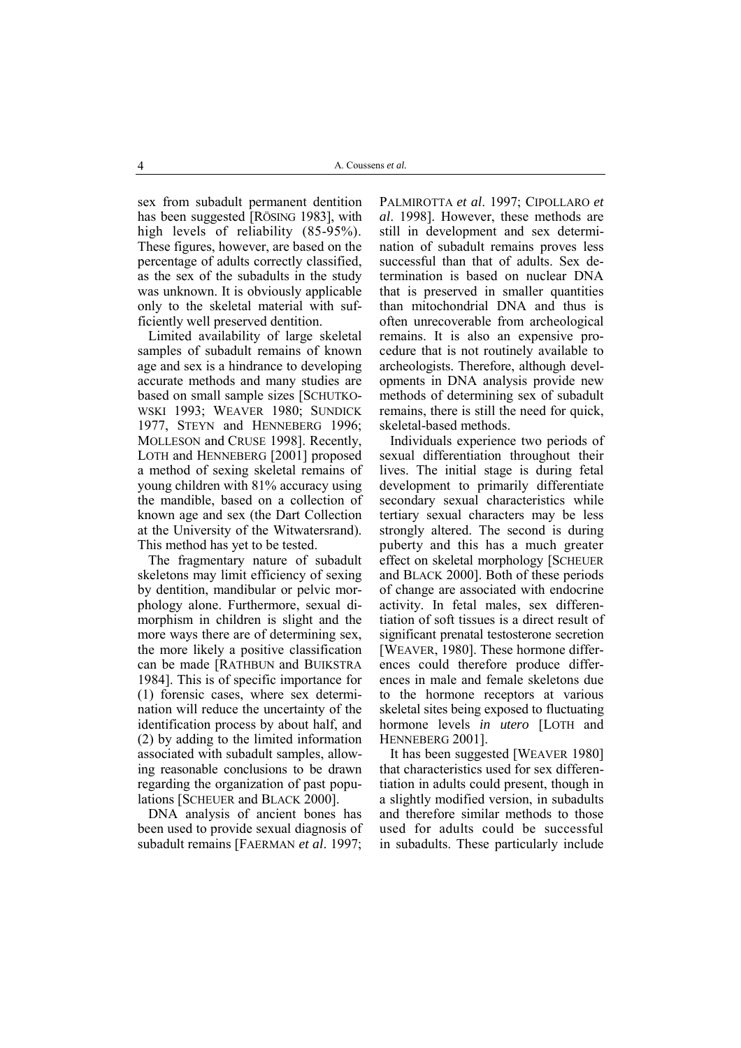sex from subadult permanent dentition has been suggested [RÖSING 1983], with high levels of reliability (85-95%). These figures, however, are based on the percentage of adults correctly classified, as the sex of the subadults in the study was unknown. It is obviously applicable only to the skeletal material with sufficiently well preserved dentition.

Limited availability of large skeletal samples of subadult remains of known age and sex is a hindrance to developing accurate methods and many studies are based on small sample sizes [SCHUTKOWSKI 1993; WEAVER 1980; SUNDICK 1977, STEYN and HENNEBERG 1996; MOLLESON and CRUSE 1998]. Recently, LOTH and HENNEBERG [2001] proposed a method of sexing skeletal remains of young children with 81% accuracy using the mandible, based on a collection of known age and sex (the Dart Collection at the University of the Witwatersrand). This method has yet to be tested.

The fragmentary nature of subadult skeletons may limit efficiency of sexing by dentition, mandibular or pelvic morphology alone. Furthermore, sexual dimorphism in children is slight and the more ways there are of determining sex, the more likely a positive classification can be made [RATHBUN and BUIKSTRA 1984]. This is of specific importance for (1) forensic cases, where sex determination will reduce the uncertainty of the identification process by about half, and (2) by adding to the limited information associated with subadult samples, allowing reasonable conclusions to be drawn regarding the organization of past populations [SCHEUER and BLACK 2000].

DNA analysis of ancient bones has been used to provide sexual diagnosis of subadult remains [FAERMAN *et al*. 1997; PALMIROTTA *et al*. 1997; CIPOLLARO *et al*. 1998]. However, these methods are still in development and sex determination of subadult remains proves less successful than that of adults. Sex determination is based on nuclear DNA that is preserved in smaller quantities than mitochondrial DNA and thus is often unrecoverable from archeological remains. It is also an expensive procedure that is not routinely available to archeologists. Therefore, although developments in DNA analysis provide new methods of determining sex of subadult remains, there is still the need for quick, skeletal-based methods.

Individuals experience two periods of sexual differentiation throughout their lives. The initial stage is during fetal development to primarily differentiate secondary sexual characteristics while tertiary sexual characters may be less strongly altered. The second is during puberty and this has a much greater effect on skeletal morphology [SCHEUER and BLACK 2000]. Both of these periods of change are associated with endocrine activity. In fetal males, sex differentiation of soft tissues is a direct result of significant prenatal testosterone secretion [WEAVER, 1980]. These hormone differences could therefore produce differences in male and female skeletons due to the hormone receptors at various skeletal sites being exposed to fluctuating hormone levels *in utero* [LOTH and HENNEBERG 2001].

It has been suggested [WEAVER 1980] that characteristics used for sex differentiation in adults could present, though in a slightly modified version, in subadults and therefore similar methods to those used for adults could be successful in subadults. These particularly include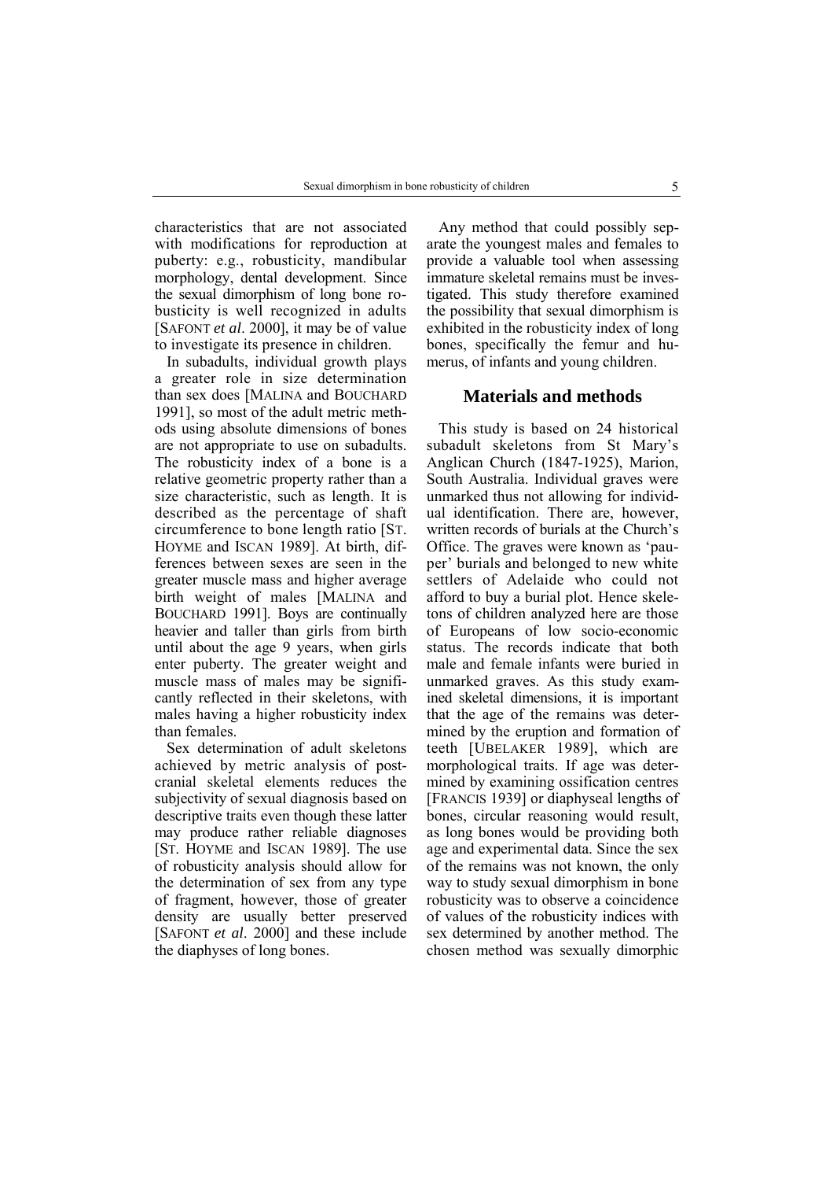characteristics that are not associated with modifications for reproduction at puberty: e.g., robusticity, mandibular morphology, dental development. Since the sexual dimorphism of long bone robusticity is well recognized in adults [SAFONT *et al*. 2000], it may be of value to investigate its presence in children.

In subadults, individual growth plays a greater role in size determination than sex does [MALINA and BOUCHARD 1991], so most of the adult metric methods using absolute dimensions of bones are not appropriate to use on subadults. The robusticity index of a bone is a relative geometric property rather than a size characteristic, such as length. It is described as the percentage of shaft circumference to bone length ratio [ST. HOYME and ISCAN 1989]. At birth, differences between sexes are seen in the greater muscle mass and higher average birth weight of males [MALINA and BOUCHARD 1991]. Boys are continually heavier and taller than girls from birth until about the age 9 years, when girls enter puberty. The greater weight and muscle mass of males may be significantly reflected in their skeletons, with males having a higher robusticity index than females.

Sex determination of adult skeletons achieved by metric analysis of postcranial skeletal elements reduces the subjectivity of sexual diagnosis based on descriptive traits even though these latter may produce rather reliable diagnoses [ST. HOYME and ISCAN 1989]. The use of robusticity analysis should allow for the determination of sex from any type of fragment, however, those of greater density are usually better preserved [SAFONT *et al.* 2000] and these include the diaphyses of long bones.

Any method that could possibly separate the youngest males and females to provide a valuable tool when assessing immature skeletal remains must be investigated. This study therefore examined the possibility that sexual dimorphism is exhibited in the robusticity index of long bones, specifically the femur and humerus, of infants and young children.

## Materials and methods

This study is based on 24 historical subadult skeletons from St Mary's Anglican Church (1847-1925), Marion, South Australia. Individual graves were unmarked thus not allowing for individual identification. There are, however, written records of burials at the Church's Office. The graves were known as 'pauper' burials and belonged to new white settlers of Adelaide who could not afford to buy a burial plot. Hence skeletons of children analyzed here are those of Europeans of low socio-economic status. The records indicate that both male and female infants were buried in unmarked graves. As this study examined skeletal dimensions, it is important that the age of the remains was determined by the eruption and formation of teeth [UBELAKER 1989], which are morphological traits. If age was determined by examining ossification centres [FRANCIS 1939] or diaphyseal lengths of bones, circular reasoning would result, as long bones would be providing both age and experimental data. Since the sex of the remains was not known, the only way to study sexual dimorphism in bone robusticity was to observe a coincidence of values of the robusticity indices with sex determined by another method. The chosen method was sexually dimorphic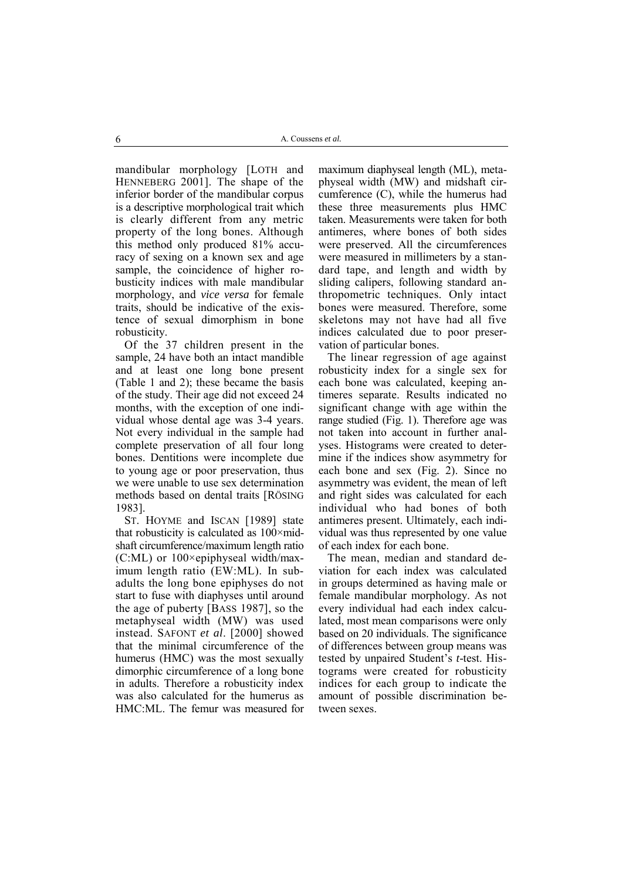mandibular morphology [LOTH and HENNEBERG 2001]. The shape of the inferior border of the mandibular corpus is a descriptive morphological trait which is clearly different from any metric property of the long bones. Although this method only produced 81% accuracy of sexing on a known sex and age sample, the coincidence of higher robusticity indices with male mandibular morphology, and *vice versa* for female traits, should be indicative of the existence of sexual dimorphism in bone robusticity.

Of the 37 children present in the sample, 24 have both an intact mandible and at least one long bone present (Table 1 and 2); these became the basis of the study. Their age did not exceed 24 months, with the exception of one individual whose dental age was 3-4 years. Not every individual in the sample had complete preservation of all four long bones. Dentitions were incomplete due to young age or poor preservation, thus we were unable to use sex determination methods based on dental traits [RÖSING 1983].

ST. HOYME and ISCAN [1989] state that robusticity is calculated as 100×midshaft circumference/maximum length ratio (C:ML) or 100×epiphyseal width/maximum length ratio (EW:ML). In subadults the long bone epiphyses do not start to fuse with diaphyses until around the age of puberty [BASS 1987], so the metaphyseal width (MW) was used instead. SAFONT *et al*. [2000] showed that the minimal circumference of the humerus (HMC) was the most sexually dimorphic circumference of a long bone in adults. Therefore a robusticity index was also calculated for the humerus as HMC:ML. The femur was measured for maximum diaphyseal length (ML), metaphyseal width (MW) and midshaft circumference (C), while the humerus had these three measurements plus HMC taken. Measurements were taken for both antimeres, where bones of both sides were preserved. All the circumferences were measured in millimeters by a standard tape, and length and width by sliding calipers, following standard anthropometric techniques. Only intact bones were measured. Therefore, some skeletons may not have had all five indices calculated due to poor preservation of particular bones.

The linear regression of age against robusticity index for a single sex for each bone was calculated, keeping antimeres separate. Results indicated no significant change with age within the range studied (Fig. 1). Therefore age was not taken into account in further analyses. Histograms were created to determine if the indices show asymmetry for each bone and sex (Fig. 2). Since no asymmetry was evident, the mean of left and right sides was calculated for each individual who had bones of both antimeres present. Ultimately, each individual was thus represented by one value of each index for each bone.

The mean, median and standard deviation for each index was calculated in groups determined as having male or female mandibular morphology. As not every individual had each index calculated, most mean comparisons were only based on 20 individuals. The significance of differences between group means was tested by unpaired Student's *t*-test. Histograms were created for robusticity indices for each group to indicate the amount of possible discrimination between sexes.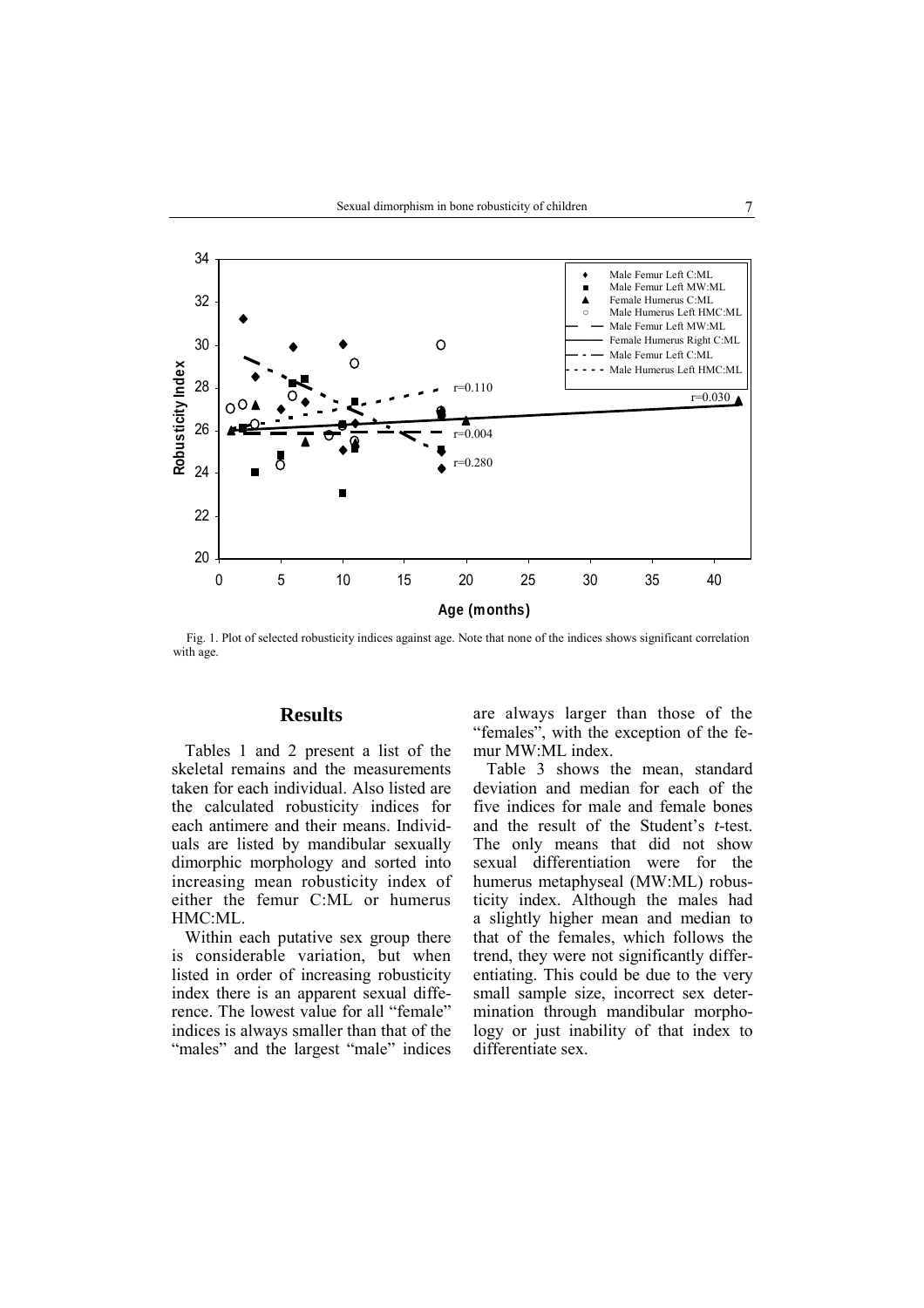Fig. 1. Plot of selected robusticity indices against age. Note that none of the indices shows significant correlation with age.

## Results

Tables 1 and 2 present a list of the skeletal remains and the measurements taken for each individual. Also listed are the calculated robusticity indices for each antimere and their means. Individuals are listed by mandibular sexually dimorphic morphology and sorted into increasing mean robusticity index of either the femur C:ML or humerus HMC:ML.

Within each putative sex group there is considerable variation, but when listed in order of increasing robusticity index there is an apparent sexual difference. The lowest value for all "female" indices is always smaller than that of the "males" and the largest "male" indices are always larger than those of the "females", with the exception of the femur MW:ML index.

Table 3 shows the mean, standard deviation and median for each of the five indices for male and female bones and the result of the Student's *t*-test. The only means that did not show sexual differentiation were for the humerus metaphyseal (MW:ML) robusticity index. Although the males had a slightly higher mean and median to that of the females, which follows the trend, they were not significantly differentiating. This could be due to the very small sample size, incorrect sex determination through mandibular morphology or just inability of that index to differentiate sex.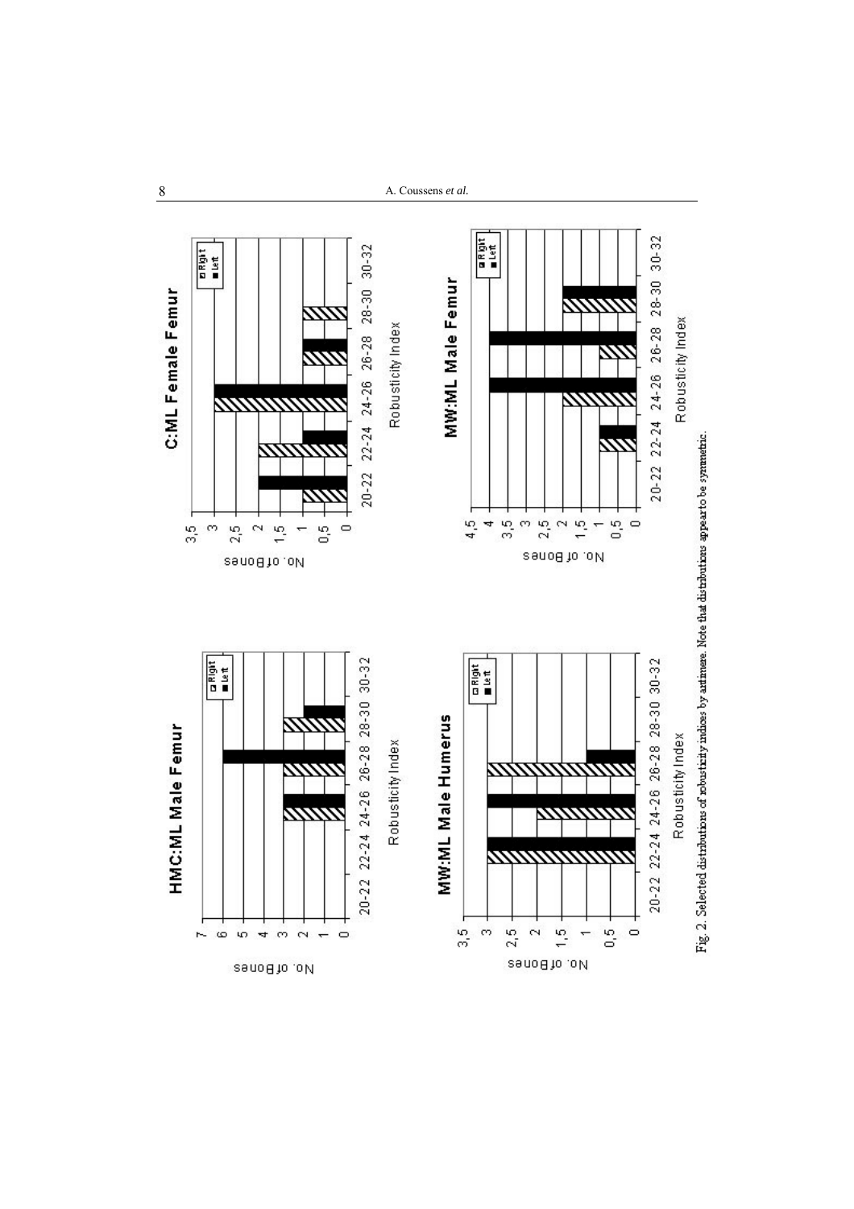Fig. 2. Selected distributions of robusticity indices by antimere. Note that distributions appear to be symmetric.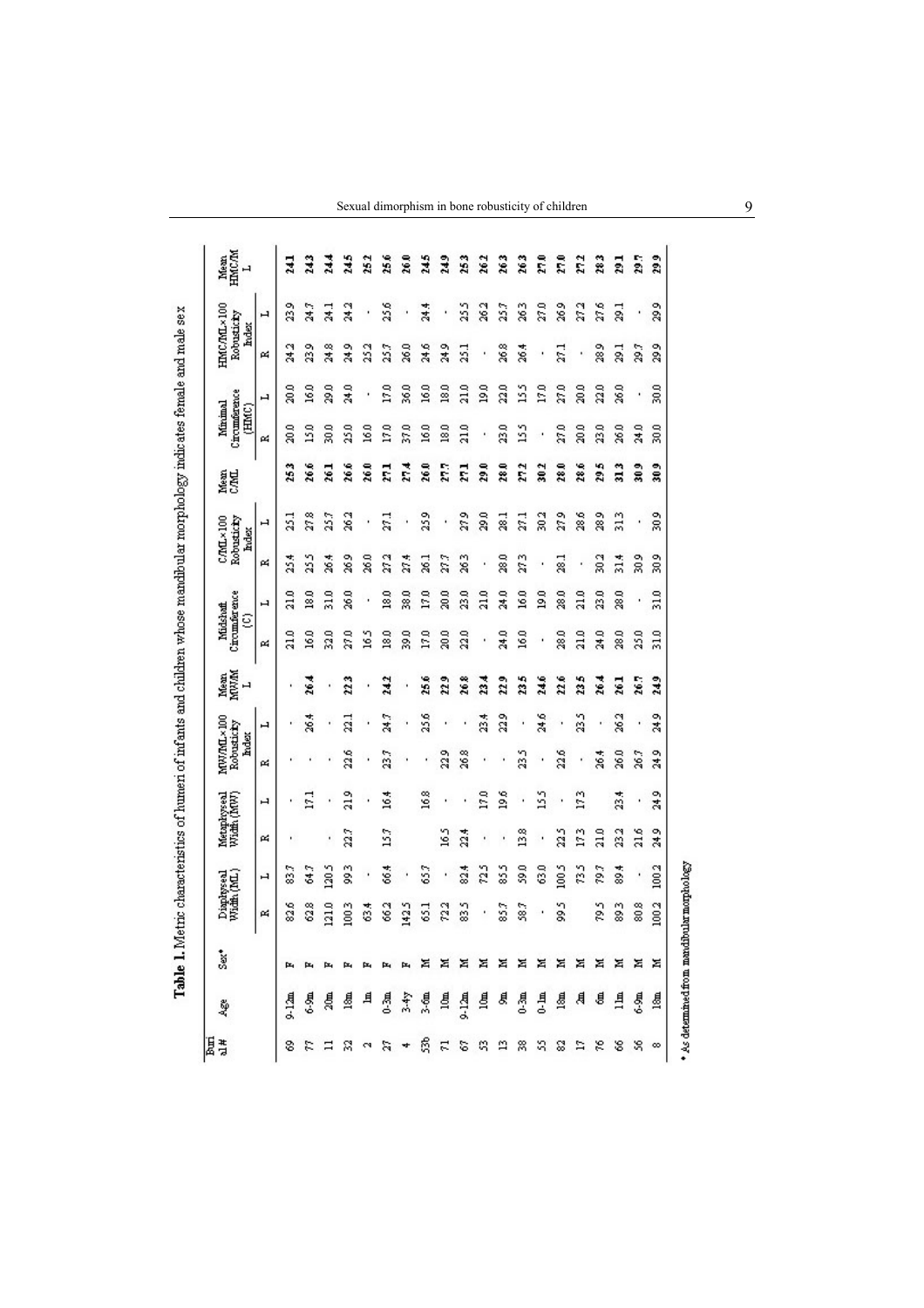**Table 1.** Metric characteristics of humeri of infants and children whose mandibular morphology indicates female and male sex

| Burial # | Age | Sex* | Diaphyseal Width (ML) | | Metaphyseal Width (MW) | | MW/ML×100 Robusticity Index | | Mean MW/ML | Midshaft Circumference (C) | | C/ML×100 Robusticity Index | | Mean C/ML | Minimal Circumference (HMC) | | HMC/ML×100 Robusticity Index | | Mean HMC/ML |
|---|---|---|---|---|---|---|---|---|---|---|---|---|---|---|---|---|---|---|---|
| | | | R | L | R | L | R | L | | R | L | R | L | | R | L | R | L | |
| 69 | 9-12m | F | 82.6 | 83.7 | - | - | - | - | - | 21.0 | 21.0 | 25.4 | 25.1 | 25.3 | 20.0 | 20.0 | 24.2 | 23.9 | 24.1 |
| 77 | 6-9m | F | 62.8 | 64.7 | | 17.1 | - | 26.4 | 26.4 | 16.0 | 18.0 | 25.5 | 27.8 | 26.6 | 15.0 | 16.0 | 23.9 | 24.7 | 24.3 |
| 11 | 20m | F | 121.0 | 120.5 | - | - | - | - | - | 32.0 | 31.0 | 26.4 | 25.7 | 26.1 | 30.0 | 29.0 | 24.8 | 24.1 | 24.4 |
| 32 | 18m | F | 100.3 | 99.3 | 22.7 | 21.9 | 22.6 | 22.1 | 22.3 | 27.0 | 26.0 | 26.9 | 26.2 | 26.6 | 25.0 | 24.0 | 24.9 | 24.2 | 24.5 |
| 2 | 1m | F | 63.4 | - | - | - | - | - | - | 16.5 | - | 26.0 | - | 26.0 | 16.0 | - | 25.2 | - | 25.2 |
| 27 | 0-3m | F | 66.2 | 66.4 | 15.7 | 16.4 | 23.7 | 24.7 | 24.2 | 18.0 | 18.0 | 27.2 | 27.1 | 27.1 | 17.0 | 17.0 | 25.7 | 25.6 | 25.6 |
| 4 | 3-4y | F | 142.5 | - | | | - | - | - | 39.0 | 38.0 | 27.4 | - | 27.4 | 37.0 | 36.0 | 26.0 | - | 26.0 |
| 53b | 3-6m | M | 65.1 | 65.7 | | 16.8 | - | 25.6 | 25.6 | 17.0 | 17.0 | 26.1 | 25.9 | 26.0 | 16.0 | 16.0 | 24.6 | 24.4 | 24.5 |
| 71 | 10m | M | 72.2 | - | 16.5 | - | 22.9 | - | 22.9 | 20.0 | 20.0 | 27.7 | - | 27.7 | 18.0 | 18.0 | 24.9 | - | 24.9 |
| 67 | 9-12m | M | 83.5 | 82.4 | 22.4 | - | 26.8 | - | 26.8 | 22.0 | 23.0 | 26.3 | 27.9 | 27.1 | 21.0 | 21.0 | 25.1 | 25.5 | 25.3 |
| 53 | 10m | M | - | 72.5 | - | 17.0 | - | 23.4 | 23.4 | - | 21.0 | - | 29.0 | 29.0 | - | 19.0 | - | 26.2 | 26.2 |
| 13 | 9m | M | 85.7 | 85.5 | - | 19.6 | - | 22.9 | 22.9 | 24.0 | 24.0 | 28.0 | 28.1 | 28.0 | 23.0 | 22.0 | 26.8 | 25.7 | 26.3 |
| 38 | 0-3m | M | 58.7 | 59.0 | 13.8 | - | 23.5 | - | 23.5 | 16.0 | 16.0 | 27.3 | 27.1 | 27.2 | 15.5 | 15.5 | 26.4 | 26.3 | 26.3 |
| 55 | 0-1m | M | - | 63.0 | - | 15.5 | - | 24.6 | 24.6 | - | 19.0 | - | 30.2 | 30.2 | - | 17.0 | - | 27.0 | 27.0 |
| 82 | 18m | M | 99.5 | 100.5 | 22.5 | - | 22.6 | - | 22.6 | 28.0 | 28.0 | 28.1 | 27.9 | 28.0 | 27.0 | 27.0 | 27.1 | 26.9 | 27.0 |
| 17 | 2m | M | | 73.5 | 17.3 | 17.3 | - | 23.5 | 23.5 | 21.0 | 21.0 | - | 28.6 | 28.6 | 20.0 | 20.0 | - | 27.2 | 27.2 |
| 76 | 6m | M | 79.5 | 79.7 | 21.0 | | 26.4 | - | 26.4 | 24.0 | 23.0 | 30.2 | 28.9 | 29.5 | 23.0 | 22.0 | 28.9 | 27.6 | 28.3 |
| 66 | 11m | M | 89.3 | 89.4 | 23.2 | 23.4 | 26.0 | 26.2 | 26.1 | 28.0 | 28.0 | 31.4 | 31.3 | 31.3 | 26.0 | 26.0 | 29.1 | 29.1 | 29.1 |
| 56 | 6-9m | M | 80.8 | - | 21.6 | - | 26.7 | - | 26.7 | 25.0 | - | 30.9 | - | 30.9 | 24.0 | - | 29.7 | - | 29.7 |
| 8 | 18m | M | 100.2 | 100.2 | 24.9 | 24.9 | 24.9 | 24.9 | 24.9 | 31.0 | 31.0 | 30.9 | 30.9 | 30.9 | 30.0 | 30.0 | 29.9 | 29.9 | 29.9 |

\* As determined from mandibular morphology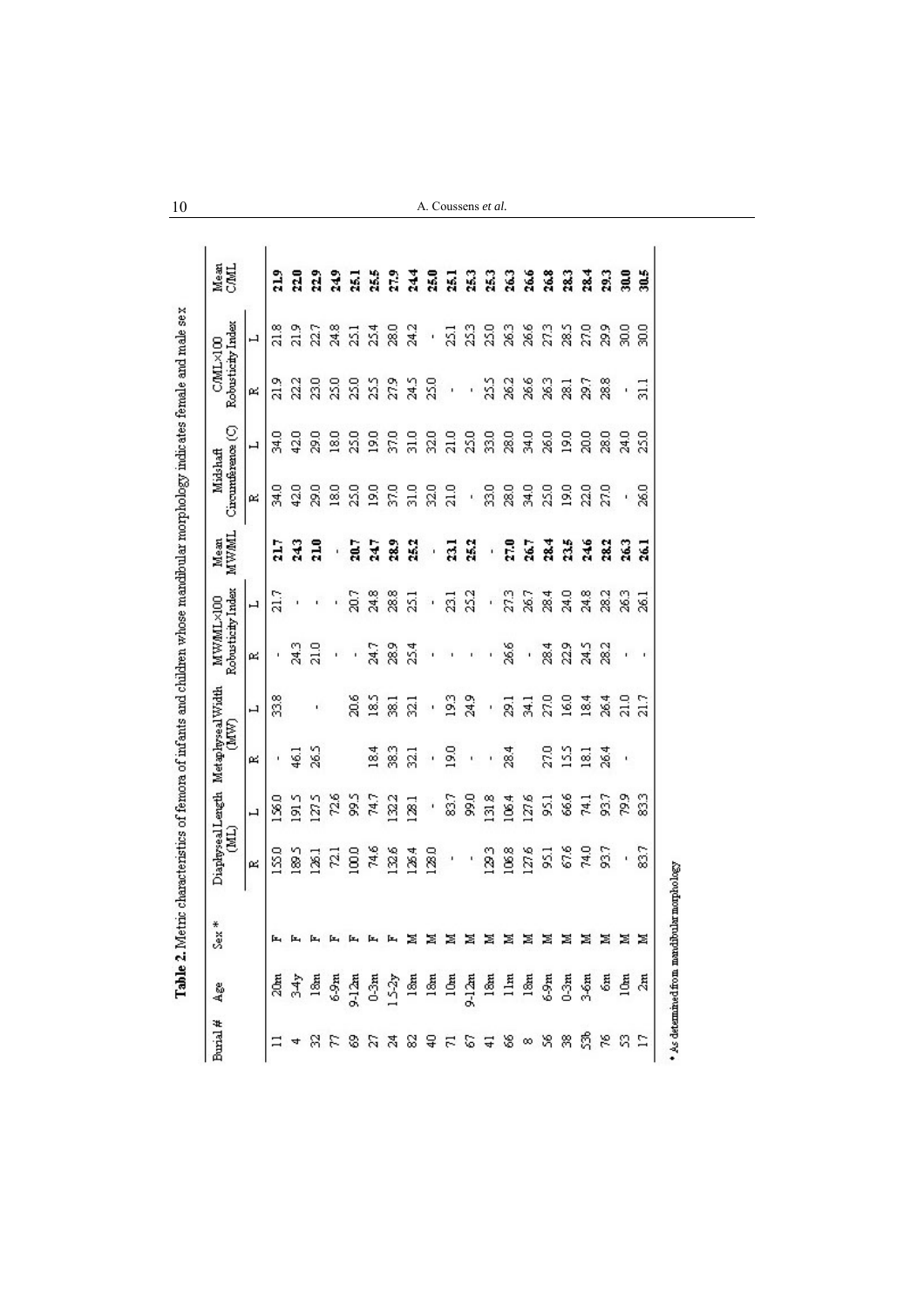**Table 2.** Metric characteristics of femora of infants and children whose mandibular morphology indicates female and male sex

| Burial # | Age | Sex * | Diaphyseal Length (ML) | | Metaphyseal Width (MW) | | MW/ML×100 Robusticity Index | | Mean MW/ML | Midshaft Circumference (C) | | C/ML×100 Robusticity Index | | Mean C/ML |
|---|---|---|---|---|---|---|---|---|---|---|---|---|---|---|
| | | | R | L | R | L | R | L | | R | L | R | L | |
| 11 | 20m | F | 155.0 | 156.0 | - | 33.8 | - | 21.7 | **21.7** | 34.0 | 34.0 | 21.9 | 21.8 | **21.9** |
| 4 | 3-4y | F | 189.5 | 191.5 | 46.1 | | 24.3 | - | **24.3** | 42.0 | 42.0 | 22.2 | 21.9 | **22.0** |
| 32 | 18m | F | 126.1 | 127.5 | 26.5 | - | 21.0 | - | **21.0** | 29.0 | 29.0 | 23.0 | 22.7 | **22.9** |
| 77 | 6-9m | F | 72.1 | 72.6 | - | - | - | - | - | 18.0 | 18.0 | 25.0 | 24.8 | **24.9** |
| 69 | 9-12m | F | 100.0 | 99.5 | | 20.6 | - | 20.7 | **20.7** | 25.0 | 25.0 | 25.0 | 25.1 | **25.1** |
| 27 | 0-3m | F | 74.6 | 74.7 | 18.4 | 18.5 | 24.7 | 24.8 | **24.7** | 19.0 | 19.0 | 25.5 | 25.4 | **25.5** |
| 24 | 1.5-2y | F | 132.6 | 132.2 | 38.3 | 38.1 | 28.9 | 28.8 | **28.9** | 37.0 | 37.0 | 27.9 | 28.0 | **27.9** |
| 82 | 18m | M | 126.4 | 128.1 | 32.1 | 32.1 | 25.4 | 25.1 | **25.2** | 31.0 | 31.0 | 24.5 | 24.2 | **24.4** |
| 40 | 18m | M | 128.0 | - | - | - | - | - | - | 32.0 | 32.0 | 25.0 | - | **25.0** |
| 71 | 10m | M | - | 83.7 | 19.0 | 19.3 | - | 23.1 | **23.1** | 21.0 | 21.0 | - | 25.1 | **25.1** |
| 67 | 9-12m | M | - | 99.0 | - | 24.9 | - | 25.2 | **25.2** | - | 25.0 | - | 25.3 | **25.3** |
| 41 | 18m | M | 129.3 | 131.8 | - | - | - | - | - | 33.0 | 33.0 | 25.5 | 25.0 | **25.3** |
| 66 | 11m | M | 106.8 | 106.4 | 28.4 | 29.1 | 26.6 | 27.3 | **27.0** | 28.0 | 28.0 | 26.2 | 26.3 | **26.3** |
| 8 | 18m | M | 127.6 | 127.6 | - | 34.1 | - | 26.7 | **26.7** | 34.0 | 34.0 | 26.6 | 26.6 | **26.6** |
| 56 | 6-9m | M | 95.1 | 95.1 | 27.0 | 27.0 | 28.4 | 28.4 | **28.4** | 25.0 | 26.0 | 26.3 | 27.3 | **26.8** |
| 38 | 0-3m | M | 67.6 | 66.6 | 15.5 | 16.0 | 22.9 | 24.0 | **23.5** | 19.0 | 19.0 | 28.1 | 28.5 | **28.3** |
| 53b | 3-6m | M | 74.0 | 74.1 | 18.1 | 18.4 | 24.5 | 24.8 | **24.6** | 22.0 | 20.0 | 29.7 | 27.0 | **28.4** |
| 76 | 6m | M | 93.7 | 93.7 | 26.4 | 26.4 | 28.2 | 28.2 | **28.2** | 27.0 | 28.0 | 28.8 | 29.9 | **29.3** |
| 53 | 10m | M | - | 79.9 | - | 21.0 | - | 26.3 | **26.3** | - | 24.0 | - | 30.0 | **30.0** |
| 17 | 2m | M | 83.7 | 83.3 | | 21.7 | - | 26.1 | **26.1** | 26.0 | 25.0 | 31.1 | 30.0 | **30.5** |

\* As determined from mandibular morphology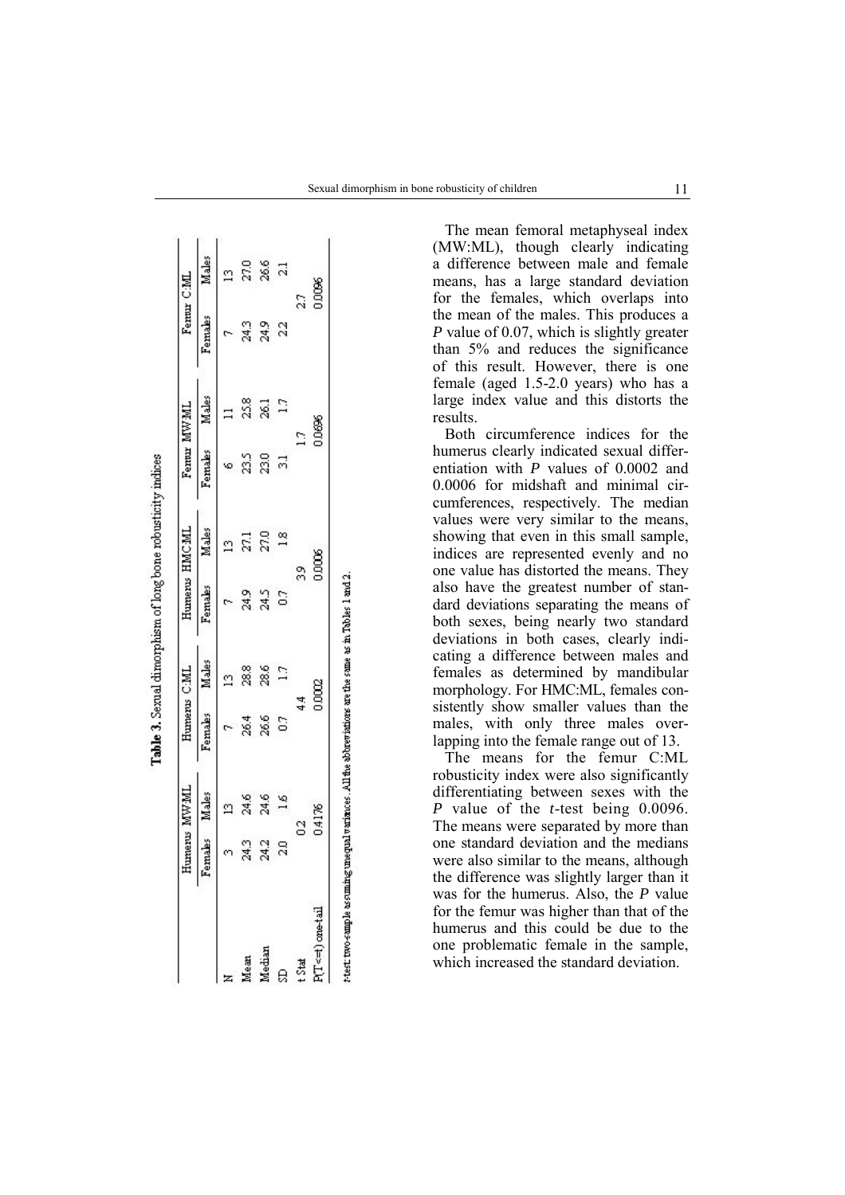**Table 3.** Sexual dimorphism of long bone robusticity indices

| | Humerus MW:ML | | Humerus C:ML | | Humerus HMC:ML | | Femur MW:ML | | Femur C:ML | |
|---|---|---|---|---|---|---|---|---|---|---|
| | Females | Males | Females | Males | Females | Males | Females | Males | Females | Males |
| N | 3 | 13 | 7 | 13 | 7 | 13 | 6 | 11 | 7 | 13 |
| Mean | 24.3 | 24.6 | 26.4 | 28.8 | 24.9 | 27.1 | 23.5 | 25.8 | 24.3 | 27.0 |
| Median | 24.2 | 24.6 | 26.6 | 28.6 | 24.5 | 27.0 | 23.0 | 26.1 | 24.9 | 26.6 |
| SD | 2.0 | 1.6 | 0.7 | 1.7 | 0.7 | 1.8 | 3.1 | 1.7 | 2.2 | 2.1 |
| t Stat | 0.2 | | 4.4 | | 3.9 | | 1.7 | | 2.7 | |
| P(T<=t) one-tail | 0.4176 | | 0.0002 | | 0.0006 | | 0.0696 | | 0.0096 | |

*t*-test: two-sample assuming unequal variances. All the abbreviations are the same as in Tables 1 and 2.

The mean femoral metaphyseal index (MW:ML), though clearly indicating a difference between male and female means, has a large standard deviation for the females, which overlaps into the mean of the males. This produces a *P* value of 0.07, which is slightly greater than 5% and reduces the significance of this result. However, there is one female (aged 1.5-2.0 years) who has a large index value and this distorts the results.

Both circumference indices for the humerus clearly indicated sexual differentiation with *P* values of 0.0002 and 0.0006 for midshaft and minimal circumferences, respectively. The median values were very similar to the means, showing that even in this small sample, indices are represented evenly and no one value has distorted the means. They also have the greatest number of standard deviations separating the means of both sexes, being nearly two standard deviations in both cases, clearly indicating a difference between males and females as determined by mandibular morphology. For HMC:ML, females consistently show smaller values than the males, with only three males overlapping into the female range out of 13.

The means for the femur C:ML robusticity index were also significantly differentiating between sexes with the *P* value of the *t*-test being 0.0096. The means were separated by more than one standard deviation and the medians were also similar to the means, although the difference was slightly larger than it was for the humerus. Also, the *P* value for the femur was higher than that of the humerus and this could be due to the one problematic female in the sample, which increased the standard deviation.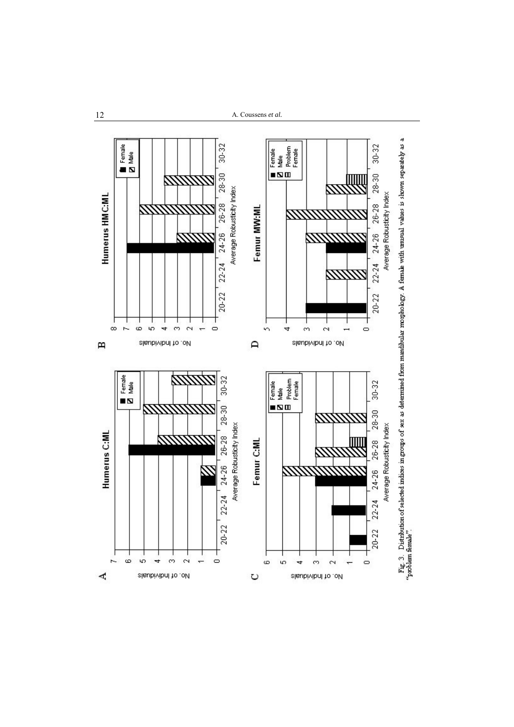Fig. 3. Distribution of selected indices in groups of sex as determined from mandibular morphology. A female with unusual values is shown separately as a "problem female".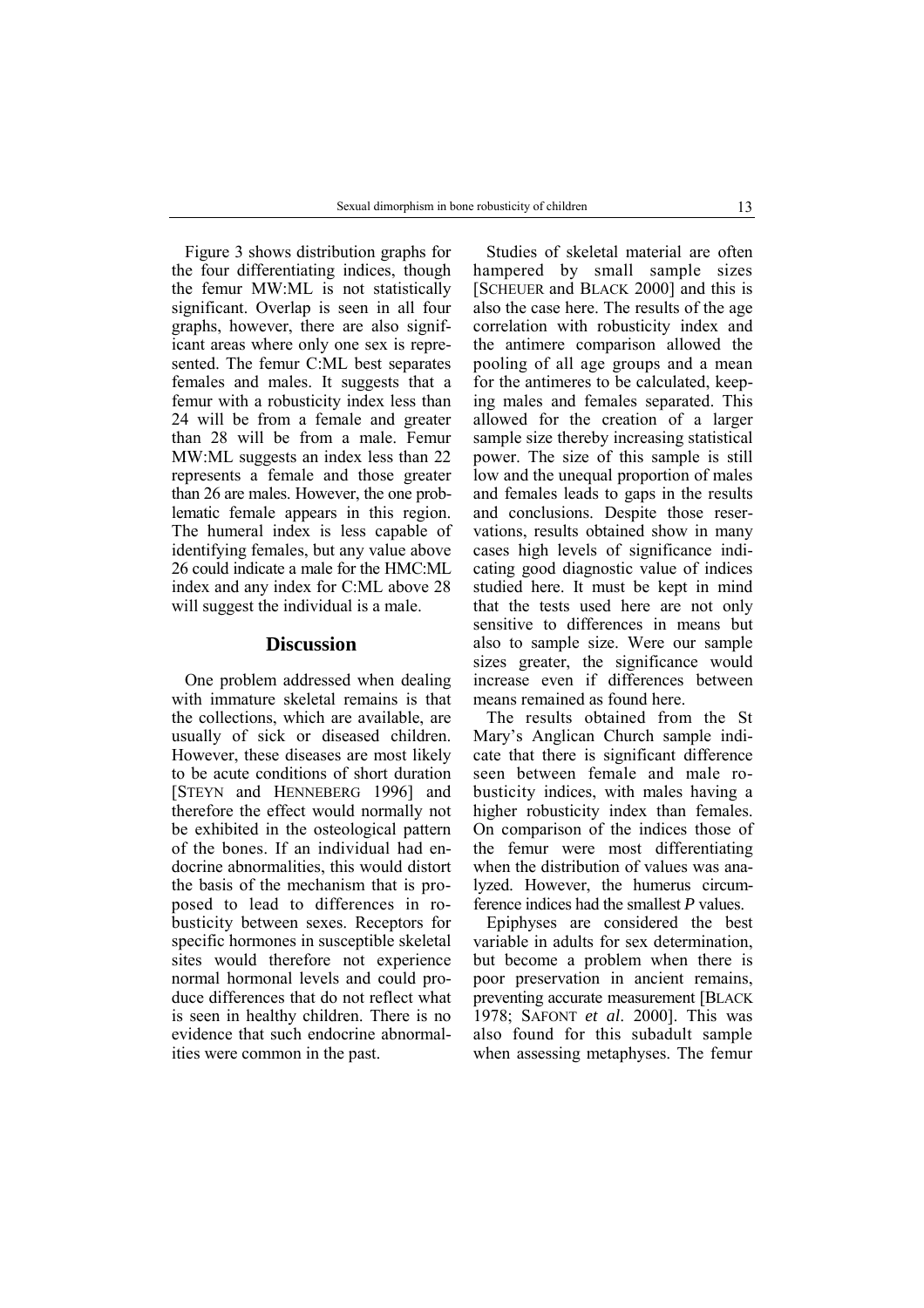Figure 3 shows distribution graphs for the four differentiating indices, though the femur MW:ML is not statistically significant. Overlap is seen in all four graphs, however, there are also significant areas where only one sex is represented. The femur C:ML best separates females and males. It suggests that a femur with a robusticity index less than 24 will be from a female and greater than 28 will be from a male. Femur MW:ML suggests an index less than 22 represents a female and those greater than 26 are males. However, the one problematic female appears in this region. The humeral index is less capable of identifying females, but any value above 26 could indicate a male for the HMC:ML index and any index for C:ML above 28 will suggest the individual is a male.

## Discussion

One problem addressed when dealing with immature skeletal remains is that the collections, which are available, are usually of sick or diseased children. However, these diseases are most likely to be acute conditions of short duration [STEYN and HENNEBERG 1996] and therefore the effect would normally not be exhibited in the osteological pattern of the bones. If an individual had endocrine abnormalities, this would distort the basis of the mechanism that is proposed to lead to differences in robusticity between sexes. Receptors for specific hormones in susceptible skeletal sites would therefore not experience normal hormonal levels and could produce differences that do not reflect what is seen in healthy children. There is no evidence that such endocrine abnormalities were common in the past.

Studies of skeletal material are often hampered by small sample sizes [SCHEUER and BLACK 2000] and this is also the case here. The results of the age correlation with robusticity index and the antimere comparison allowed the pooling of all age groups and a mean for the antimeres to be calculated, keeping males and females separated. This allowed for the creation of a larger sample size thereby increasing statistical power. The size of this sample is still low and the unequal proportion of males and females leads to gaps in the results and conclusions. Despite those reservations, results obtained show in many cases high levels of significance indicating good diagnostic value of indices studied here. It must be kept in mind that the tests used here are not only sensitive to differences in means but also to sample size. Were our sample sizes greater, the significance would increase even if differences between means remained as found here.

The results obtained from the St Mary's Anglican Church sample indicate that there is significant difference seen between female and male robusticity indices, with males having a higher robusticity index than females. On comparison of the indices those of the femur were most differentiating when the distribution of values was analyzed. However, the humerus circumference indices had the smallest *P* values.

Epiphyses are considered the best variable in adults for sex determination, but become a problem when there is poor preservation in ancient remains, preventing accurate measurement [BLACK 1978; SAFONT *et al*. 2000]. This was also found for this subadult sample when assessing metaphyses. The femur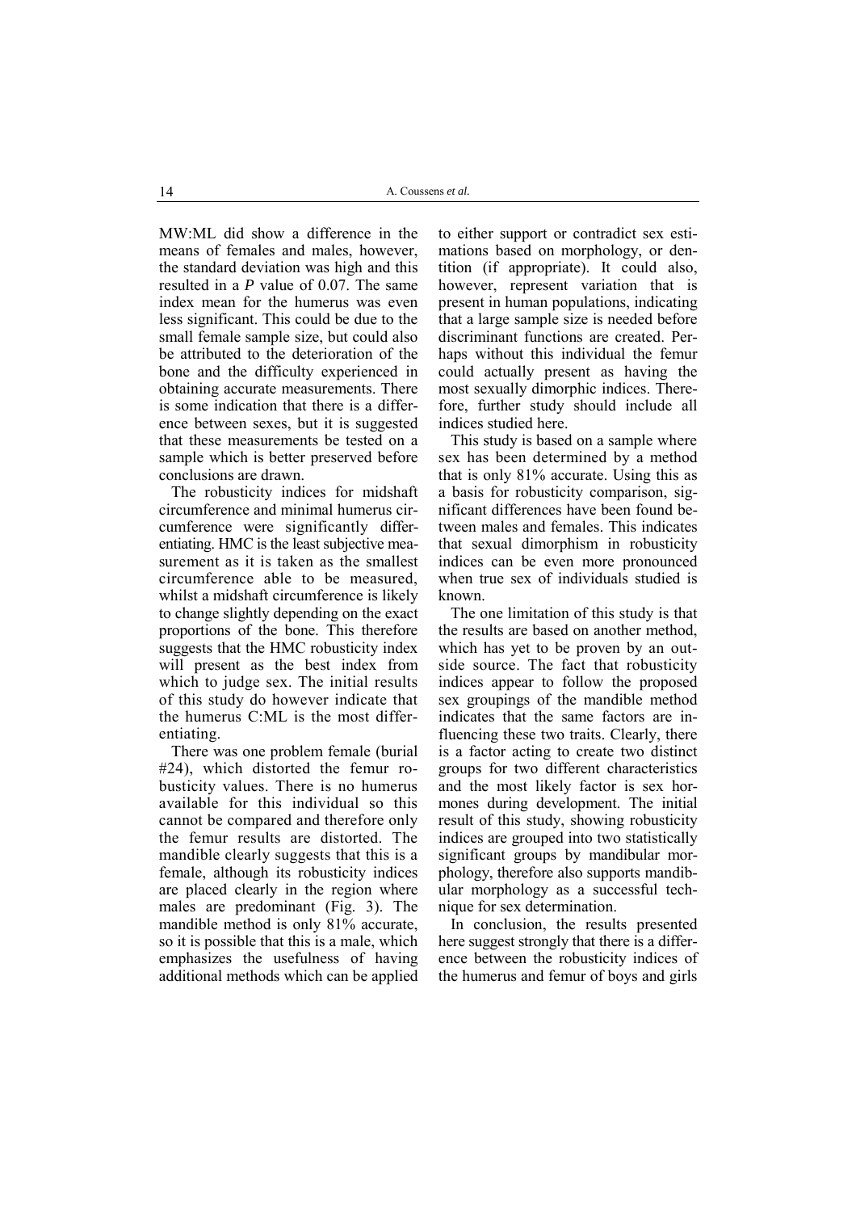MW:ML did show a difference in the means of females and males, however, the standard deviation was high and this resulted in a *P* value of 0.07. The same index mean for the humerus was even less significant. This could be due to the small female sample size, but could also be attributed to the deterioration of the bone and the difficulty experienced in obtaining accurate measurements. There is some indication that there is a difference between sexes, but it is suggested that these measurements be tested on a sample which is better preserved before conclusions are drawn.

The robusticity indices for midshaft circumference and minimal humerus circumference were significantly differentiating. HMC is the least subjective measurement as it is taken as the smallest circumference able to be measured, whilst a midshaft circumference is likely to change slightly depending on the exact proportions of the bone. This therefore suggests that the HMC robusticity index will present as the best index from which to judge sex. The initial results of this study do however indicate that the humerus C:ML is the most differentiating.

There was one problem female (burial #24), which distorted the femur robusticity values. There is no humerus available for this individual so this cannot be compared and therefore only the femur results are distorted. The mandible clearly suggests that this is a female, although its robusticity indices are placed clearly in the region where males are predominant (Fig. 3). The mandible method is only 81% accurate, so it is possible that this is a male, which emphasizes the usefulness of having additional methods which can be applied to either support or contradict sex estimations based on morphology, or dentition (if appropriate). It could also, however, represent variation that is present in human populations, indicating that a large sample size is needed before discriminant functions are created. Perhaps without this individual the femur could actually present as having the most sexually dimorphic indices. Therefore, further study should include all indices studied here.

This study is based on a sample where sex has been determined by a method that is only 81% accurate. Using this as a basis for robusticity comparison, significant differences have been found between males and females. This indicates that sexual dimorphism in robusticity indices can be even more pronounced when true sex of individuals studied is known.

The one limitation of this study is that the results are based on another method, which has yet to be proven by an outside source. The fact that robusticity indices appear to follow the proposed sex groupings of the mandible method indicates that the same factors are influencing these two traits. Clearly, there is a factor acting to create two distinct groups for two different characteristics and the most likely factor is sex hormones during development. The initial result of this study, showing robusticity indices are grouped into two statistically significant groups by mandibular morphology, therefore also supports mandibular morphology as a successful technique for sex determination.

In conclusion, the results presented here suggest strongly that there is a difference between the robusticity indices of the humerus and femur of boys and girls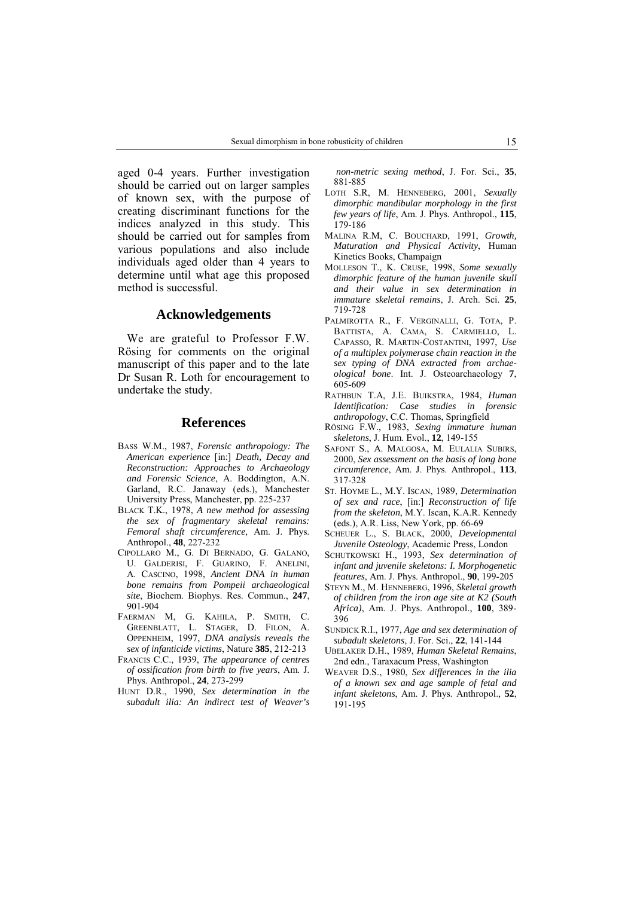aged 0-4 years. Further investigation should be carried out on larger samples of known sex, with the purpose of creating discriminant functions for the indices analyzed in this study. This should be carried out for samples from various populations and also include individuals aged older than 4 years to determine until what age this proposed method is successful.

## Acknowledgements

We are grateful to Professor F.W. Rösing for comments on the original manuscript of this paper and to the late Dr Susan R. Loth for encouragement to undertake the study.

## References

BASS W.M., 1987, *Forensic anthropology: The American experience* [in:] *Death, Decay and Reconstruction: Approaches to Archaeology and Forensic Science*, A. Boddington, A.N. Garland, R.C. Janaway (eds.), Manchester University Press, Manchester, pp. 225-237

BLACK T.K., 1978, *A new method for assessing the sex of fragmentary skeletal remains: Femoral shaft circumference*, Am. J. Phys. Anthropol., **48**, 227-232

CIPOLLARO M., G. DI BERNADO, G. GALANO, U. GALDERISI, F. GUARINO, F. ANELINI, A. CASCINO, 1998, *Ancient DNA in human bone remains from Pompeii archaeological site*, Biochem. Biophys. Res. Commun., **247**, 901-904

FAERMAN M, G. KAHILA, P. SMITH, C. GREENBLATT, L. STAGER, D. FILON, A. OPPENHEIM, 1997, *DNA analysis reveals the sex of infanticide victims*, Nature **385**, 212-213

FRANCIS C.C., 1939, *The appearance of centres of ossification from birth to five years*, Am. J. Phys. Anthropol., **24**, 273-299

HUNT D.R., 1990, *Sex determination in the subadult ilia: An indirect test of Weaver's non-metric sexing method*, J. For. Sci., **35**, 881-885

LOTH S.R, M. HENNEBERG, 2001, *Sexually dimorphic mandibular morphology in the first few years of life*, Am. J. Phys. Anthropol., **115**, 179-186

MALINA R.M, C. BOUCHARD, 1991, *Growth, Maturation and Physical Activity*, Human Kinetics Books, Champaign

MOLLESON T., K. CRUSE, 1998, *Some sexually dimorphic feature of the human juvenile skull and their value in sex determination in immature skeletal remains*, J. Arch. Sci. **25**, 719-728

PALMIROTTA R., F. VERGINALLI, G. TOTA, P. BATTISTA, A. CAMA, S. CARMIELLO, L. CAPASSO, R. MARTIN-COSTANTINI, 1997, *Use of a multiplex polymerase chain reaction in the sex typing of DNA extracted from archaeological bone*. Int. J. Osteoarchaeology **7**, 605-609

RATHBUN T.A, J.E. BUIKSTRA, 1984, *Human Identification: Case studies in forensic anthropology*, C.C. Thomas, Springfield

RÖSING F.W., 1983, *Sexing immature human skeletons*, J. Hum. Evol., **12**, 149-155

SAFONT S., A. MALGOSA, M. EULALIA SUBIRS, 2000, *Sex assessment on the basis of long bone circumference*, Am. J. Phys. Anthropol., **113**, 317-328

ST. HOYME L., M.Y. ISCAN, 1989, *Determination of sex and race*, [in:] *Reconstruction of life from the skeleton*, M.Y. Iscan, K.A.R. Kennedy (eds.), A.R. Liss, New York, pp. 66-69

SCHEUER L., S. BLACK, 2000, *Developmental Juvenile Osteology*, Academic Press, London

SCHUTKOWSKI H., 1993, *Sex determination of infant and juvenile skeletons: I. Morphogenetic features*, Am. J. Phys. Anthropol., **90**, 199-205

STEYN M., M. HENNEBERG, 1996, *Skeletal growth of children from the iron age site at K2 (South Africa)*, Am. J. Phys. Anthropol., **100**, 389-396

SUNDICK R.I., 1977, *Age and sex determination of subadult skeletons*, J. For. Sci., **22**, 141-144

UBELAKER D.H., 1989, *Human Skeletal Remains*, 2nd edn., Taraxacum Press, Washington

WEAVER D.S., 1980, *Sex differences in the ilia of a known sex and age sample of fetal and infant skeletons*, Am. J. Phys. Anthropol., **52**, 191-195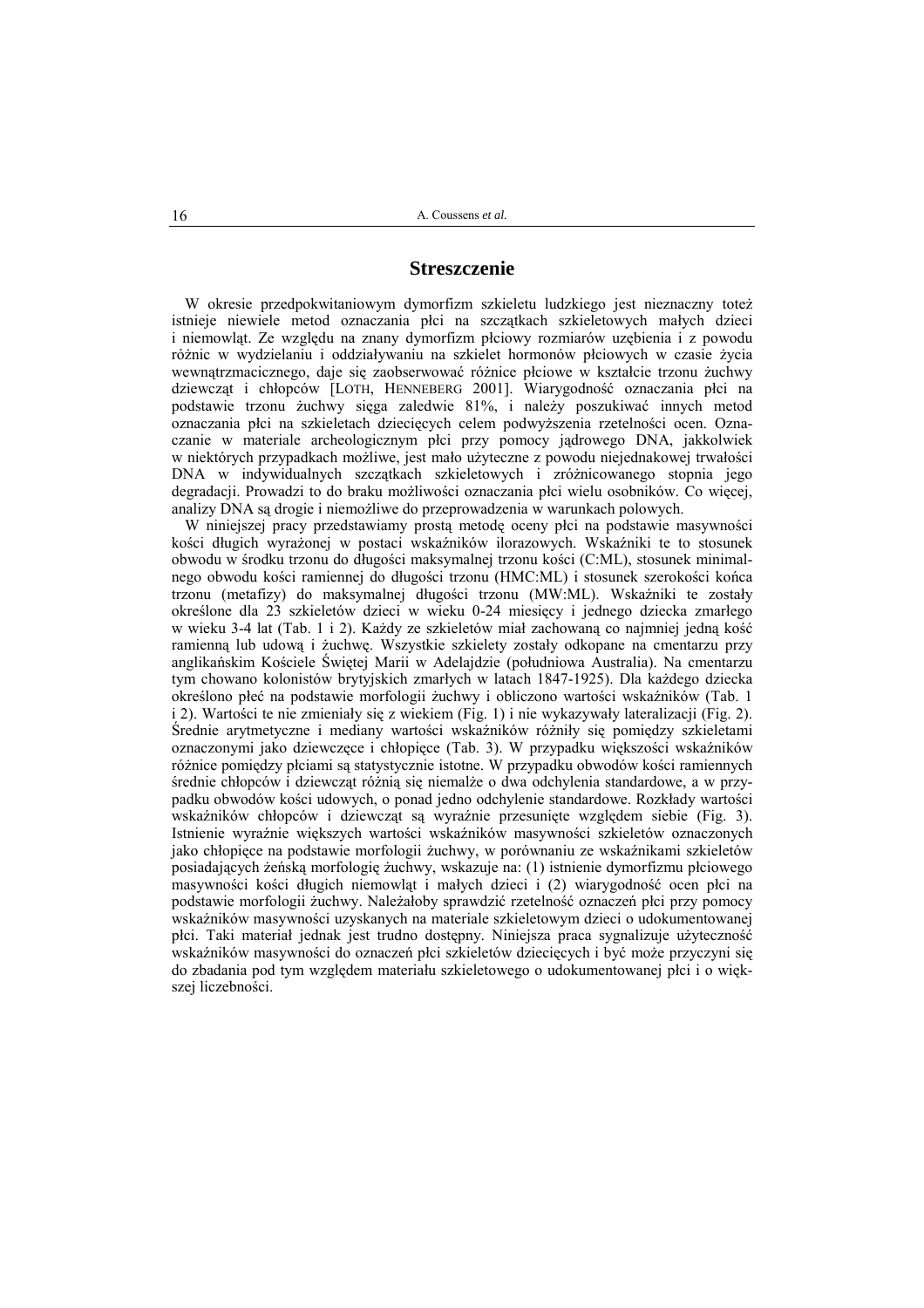## Streszczenie

W okresie przedpokwitaniowym dymorfizm szkieletu ludzkiego jest nieznaczny toteż istnieje niewiele metod oznaczania płci na szczątkach szkieletowych małych dzieci i niemowląt. Ze względu na znany dymorfizm płciowy rozmiarów uzębienia i z powodu różnic w wydzielaniu i oddziaływaniu na szkielet hormonów płciowych w czasie życia wewnątrzmacicznego, daje się zaobserwować różnice płciowe w kształcie trzonu żuchwy dziewcząt i chłopców [LOTH, HENNEBERG 2001]. Wiarygodność oznaczania płci na podstawie trzonu żuchwy sięga zaledwie 81%, i należy poszukiwać innych metod oznaczania płci na szkieletach dziecięcych celem podwyższenia rzetelności ocen. Oznaczanie w materiale archeologicznym płci przy pomocy jądrowego DNA, jakkolwiek w niektórych przypadkach możliwe, jest mało użyteczne z powodu niejednakowej trwałości DNA w indywidualnych szczątkach szkieletowych i zróżnicowanego stopnia jego degradacji. Prowadzi to do braku możliwości oznaczania płci wielu osobników. Co więcej, analizy DNA są drogie i niemożliwe do przeprowadzenia w warunkach polowych.

W niniejszej pracy przedstawiamy prostą metodę oceny płci na podstawie masywności kości długich wyrażonej w postaci wskaźników ilorazowych. Wskaźniki te to stosunek obwodu w środku trzonu do długości maksymalnej trzonu kości (C:ML), stosunek minimalnego obwodu kości ramiennej do długości trzonu (HMC:ML) i stosunek szerokości końca trzonu (metafizy) do maksymalnej długości trzonu (MW:ML). Wskaźniki te zostały określone dla 23 szkieletów dzieci w wieku 0-24 miesięcy i jednego dziecka zmarłego w wieku 3-4 lat (Tab. 1 i 2). Każdy ze szkieletów miał zachowaną co najmniej jedną kość ramienną lub udową i żuchwę. Wszystkie szkielety zostały odkopane na cmentarzu przy anglikańskim Kościele Świętej Marii w Adelajdzie (południowa Australia). Na cmentarzu tym chowano kolonistów brytyjskich zmarłych w latach 1847-1925). Dla każdego dziecka określono płeć na podstawie morfologii żuchwy i obliczono wartości wskaźników (Tab. 1 i 2). Wartości te nie zmieniały się z wiekiem (Fig. 1) i nie wykazywały lateralizacji (Fig. 2). Średnie arytmetyczne i mediany wartości wskaźników różniły się pomiędzy szkieletami oznaczonymi jako dziewczęce i chłopięce (Tab. 3). W przypadku większości wskaźników różnice pomiędzy płciami są statystycznie istotne. W przypadku obwodów kości ramiennych średnie chłopców i dziewcząt różnią się niemalże o dwa odchylenia standardowe, a w przypadku obwodów kości udowych, o ponad jedno odchylenie standardowe. Rozkłady wartości wskaźników chłopców i dziewcząt są wyraźnie przesunięte względem siebie (Fig. 3). Istnienie wyraźnie większych wartości wskaźników masywności szkieletów oznaczonych jako chłopięce na podstawie morfologii żuchwy, w porównaniu ze wskaźnikami szkieletów posiadających żeńską morfologię żuchwy, wskazuje na: (1) istnienie dymorfizmu płciowego masywności kości długich niemowląt i małych dzieci i (2) wiarygodność ocen płci na podstawie morfologii żuchwy. Należałoby sprawdzić rzetelność oznaczeń płci przy pomocy wskaźników masywności uzyskanych na materiale szkieletowym dzieci o udokumentowanej płci. Taki materiał jednak jest trudno dostępny. Niniejsza praca sygnalizuje użyteczność wskaźników masywności do oznaczeń płci szkieletów dziecięcych i być może przyczyni się do zbadania pod tym względem materiału szkieletowego o udokumentowanej płci i o większej liczebności.